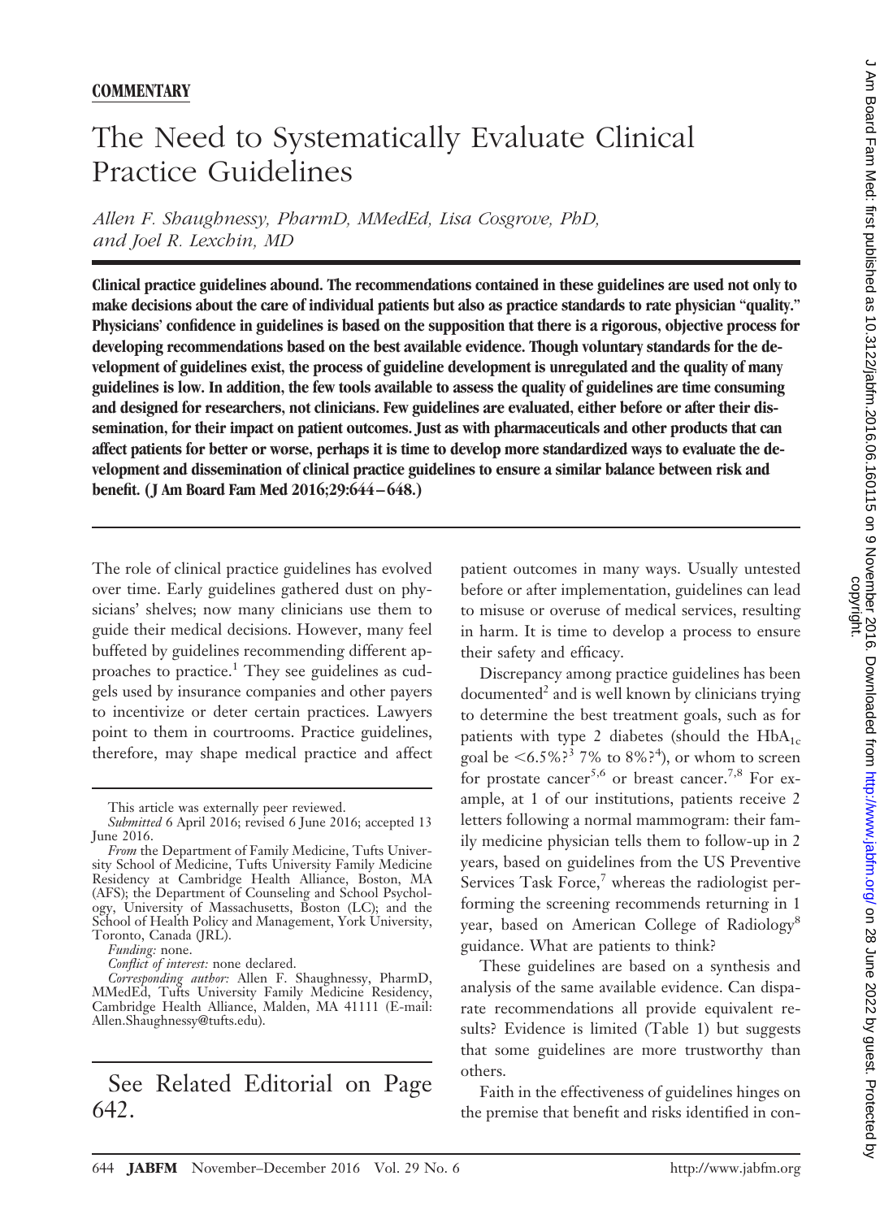**COMMENTARY**

# The Need to Systematically Evaluate Clinical Practice Guidelines

*Allen F. Shaughnessy, PharmD, MMedEd, Lisa Cosgrove, PhD, and Joel R. Lexchin, MD*

**Clinical practice guidelines abound. The recommendations contained in these guidelines are used not only to make decisions about the care of individual patients but also as practice standards to rate physician "quality." Physicians' confidence in guidelines is based on the supposition that there is a rigorous, objective process for developing recommendations based on the best available evidence. Though voluntary standards for the development of guidelines exist, the process of guideline development is unregulated and the quality of many guidelines is low. In addition, the few tools available to assess the quality of guidelines are time consuming and designed for researchers, not clinicians. Few guidelines are evaluated, either before or after their dissemination, for their impact on patient outcomes. Just as with pharmaceuticals and other products that can affect patients for better or worse, perhaps it is time to develop more standardized ways to evaluate the development and dissemination of clinical practice guidelines to ensure a similar balance between risk and benefit. (J Am Board Fam Med 2016;29:644–648.)**

The role of clinical practice guidelines has evolved over time. Early guidelines gathered dust on physicians' shelves; now many clinicians use them to guide their medical decisions. However, many feel buffeted by guidelines recommending different approaches to practice.[1] They see guidelines as cudgels used by insurance companies and other payers to incentivize or deter certain practices. Lawyers point to them in courtrooms. Practice guidelines, therefore, may shape medical practice and affect patient outcomes in many ways. Usually untested before or after implementation, guidelines can lead to misuse or overuse of medical services, resulting in harm. It is time to develop a process to ensure their safety and efficacy.

Discrepancy among practice guidelines has been documented[2] and is well known by clinicians trying to determine the best treatment goals, such as for patients with type 2 diabetes (should the $HbA_{1c}$ goal be <6.5%?[3] 7% to 8%?[4]), or whom to screen for prostate cancer[5,6] or breast cancer.[7,8] For example, at 1 of our institutions, patients receive 2 letters following a normal mammogram: their family medicine physician tells them to follow-up in 2 years, based on guidelines from the US Preventive Services Task Force,[7] whereas the radiologist performing the screening recommends returning in 1 year, based on American College of Radiology[8] guidance. What are patients to think?

These guidelines are based on a synthesis and analysis of the same available evidence. Can disparate recommendations all provide equivalent results? Evidence is limited (Table 1) but suggests that some guidelines are more trustworthy than others.

Faith in the effectiveness of guidelines hinges on the premise that benefit and risks identified in con-

---

This article was externally peer reviewed.

*Submitted* 6 April 2016; revised 6 June 2016; accepted 13 June 2016.

*From* the Department of Family Medicine, Tufts University School of Medicine, Tufts University Family Medicine Residency at Cambridge Health Alliance, Boston, MA (AFS); the Department of Counseling and School Psychology, University of Massachusetts, Boston (LC); and the School of Health Policy and Management, York University, Toronto, Canada (JRL).

*Funding:* none.

*Conflict of interest:* none declared.

*Corresponding author:* Allen F. Shaughnessy, PharmD, MMedEd, Tufts University Family Medicine Residency, Cambridge Health Alliance, Malden, MA 41111 (E-mail: Allen.Shaughnessy@tufts.edu).

See Related Editorial on Page 642.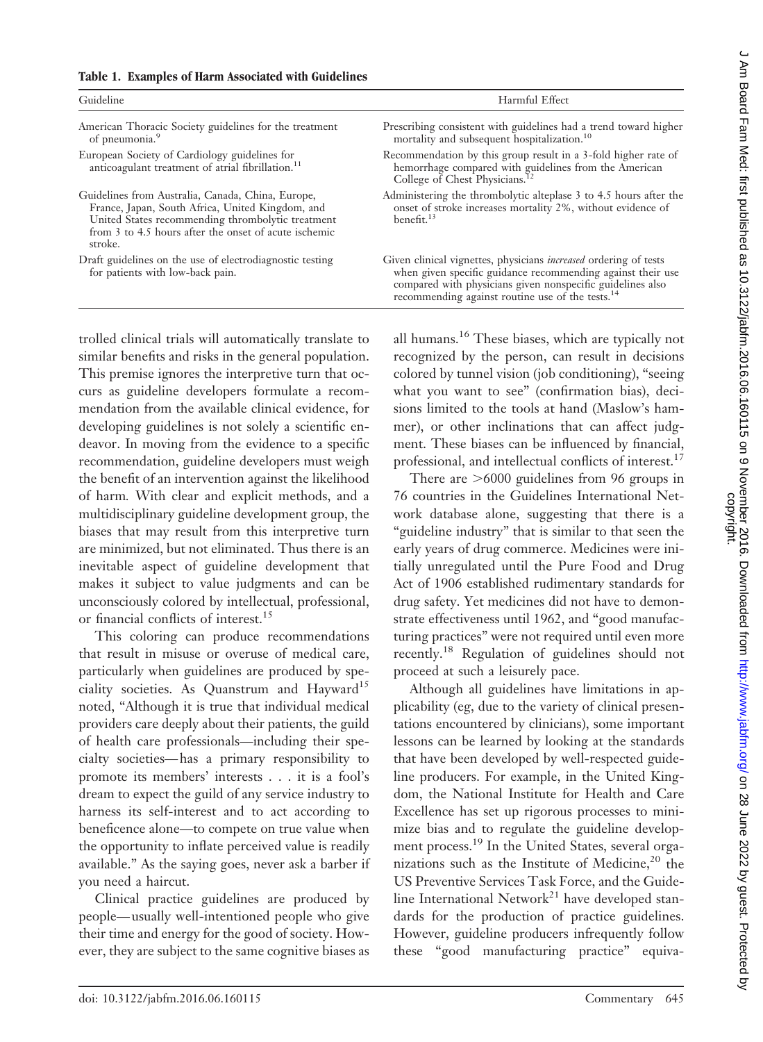**Table 1. Examples of Harm Associated with Guidelines**

| Guideline | Harmful Effect |
|---|---|
| American Thoracic Society guidelines for the treatment of pneumonia.[9] | Prescribing consistent with guidelines had a trend toward higher mortality and subsequent hospitalization.[10] |
| European Society of Cardiology guidelines for anticoagulant treatment of atrial fibrillation.[11] | Recommendation by this group result in a 3-fold higher rate of hemorrhage compared with guidelines from the American College of Chest Physicians.[12] |
| Guidelines from Australia, Canada, China, Europe, France, Japan, South Africa, United Kingdom, and United States recommending thrombolytic treatment from 3 to 4.5 hours after the onset of acute ischemic stroke. | Administering the thrombolytic alteplase 3 to 4.5 hours after the onset of stroke increases mortality 2%, without evidence of benefit.[13] |
| Draft guidelines on the use of electrodiagnostic testing for patients with low-back pain. | Given clinical vignettes, physicians *increased* ordering of tests when given specific guidance recommending against their use compared with physicians given nonspecific guidelines also recommending against routine use of the tests.[14] |

trolled clinical trials will automatically translate to similar benefits and risks in the general population. This premise ignores the interpretive turn that occurs as guideline developers formulate a recommendation from the available clinical evidence, for developing guidelines is not solely a scientific endeavor. In moving from the evidence to a specific recommendation, guideline developers must weigh the benefit of an intervention against the likelihood of harm. With clear and explicit methods, and a multidisciplinary guideline development group, the biases that may result from this interpretive turn are minimized, but not eliminated. Thus there is an inevitable aspect of guideline development that makes it subject to value judgments and can be unconsciously colored by intellectual, professional, or financial conflicts of interest.[15]

This coloring can produce recommendations that result in misuse or overuse of medical care, particularly when guidelines are produced by speciality societies. As Quanstrum and Hayward[15] noted, "Although it is true that individual medical providers care deeply about their patients, the guild of health care professionals—including their specialty societies—has a primary responsibility to promote its members' interests . . . it is a fool's dream to expect the guild of any service industry to harness its self-interest and to act according to beneficence alone—to compete on true value when the opportunity to inflate perceived value is readily available." As the saying goes, never ask a barber if you need a haircut.

Clinical practice guidelines are produced by people—usually well-intentioned people who give their time and energy for the good of society. However, they are subject to the same cognitive biases as all humans.[16] These biases, which are typically not recognized by the person, can result in decisions colored by tunnel vision (job conditioning), "seeing what you want to see" (confirmation bias), decisions limited to the tools at hand (Maslow's hammer), or other inclinations that can affect judgment. These biases can be influenced by financial, professional, and intellectual conflicts of interest.[17]

There are >6000 guidelines from 96 groups in 76 countries in the Guidelines International Network database alone, suggesting that there is a "guideline industry" that is similar to that seen the early years of drug commerce. Medicines were initially unregulated until the Pure Food and Drug Act of 1906 established rudimentary standards for drug safety. Yet medicines did not have to demonstrate effectiveness until 1962, and "good manufacturing practices" were not required until even more recently.[18] Regulation of guidelines should not proceed at such a leisurely pace.

Although all guidelines have limitations in applicability (eg, due to the variety of clinical presentations encountered by clinicians), some important lessons can be learned by looking at the standards that have been developed by well-respected guideline producers. For example, in the United Kingdom, the National Institute for Health and Care Excellence has set up rigorous processes to minimize bias and to regulate the guideline development process.[19] In the United States, several organizations such as the Institute of Medicine,[20] the US Preventive Services Task Force, and the Guideline International Network[21] have developed standards for the production of practice guidelines. However, guideline producers infrequently follow these "good manufacturing practice" equiva-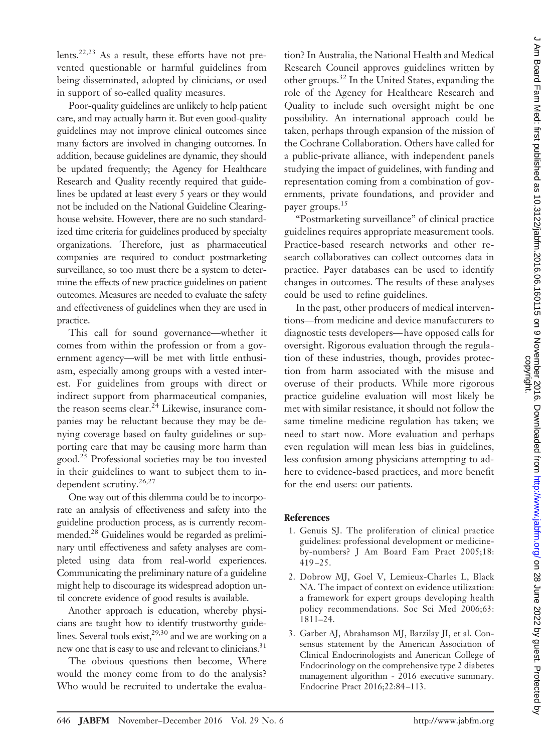lents.[22,23] As a result, these efforts have not prevented questionable or harmful guidelines from being disseminated, adopted by clinicians, or used in support of so-called quality measures.

Poor-quality guidelines are unlikely to help patient care, and may actually harm it. But even good-quality guidelines may not improve clinical outcomes since many factors are involved in changing outcomes. In addition, because guidelines are dynamic, they should be updated frequently; the Agency for Healthcare Research and Quality recently required that guidelines be updated at least every 5 years or they would not be included on the National Guideline Clearinghouse website. However, there are no such standardized time criteria for guidelines produced by specialty organizations. Therefore, just as pharmaceutical companies are required to conduct postmarketing surveillance, so too must there be a system to determine the effects of new practice guidelines on patient outcomes. Measures are needed to evaluate the safety and effectiveness of guidelines when they are used in practice.

This call for sound governance—whether it comes from within the profession or from a government agency—will be met with little enthusiasm, especially among groups with a vested interest. For guidelines from groups with direct or indirect support from pharmaceutical companies, the reason seems clear.[24] Likewise, insurance companies may be reluctant because they may be denying coverage based on faulty guidelines or supporting care that may be causing more harm than good.[25] Professional societies may be too invested in their guidelines to want to subject them to independent scrutiny.[26,27]

One way out of this dilemma could be to incorporate an analysis of effectiveness and safety into the guideline production process, as is currently recommended.[28] Guidelines would be regarded as preliminary until effectiveness and safety analyses are completed using data from real-world experiences. Communicating the preliminary nature of a guideline might help to discourage its widespread adoption until concrete evidence of good results is available.

Another approach is education, whereby physicians are taught how to identify trustworthy guidelines. Several tools exist,[29,30] and we are working on a new one that is easy to use and relevant to clinicians.[31]

The obvious questions then become, Where would the money come from to do the analysis? Who would be recruited to undertake the evaluation? In Australia, the National Health and Medical Research Council approves guidelines written by other groups.[32] In the United States, expanding the role of the Agency for Healthcare Research and Quality to include such oversight might be one possibility. An international approach could be taken, perhaps through expansion of the mission of the Cochrane Collaboration. Others have called for a public-private alliance, with independent panels studying the impact of guidelines, with funding and representation coming from a combination of governments, private foundations, and provider and payer groups.[15]

"Postmarketing surveillance" of clinical practice guidelines requires appropriate measurement tools. Practice-based research networks and other research collaboratives can collect outcomes data in practice. Payer databases can be used to identify changes in outcomes. The results of these analyses could be used to refine guidelines.

In the past, other producers of medical interventions—from medicine and device manufacturers to diagnostic tests developers—have opposed calls for oversight. Rigorous evaluation through the regulation of these industries, though, provides protection from harm associated with the misuse and overuse of their products. While more rigorous practice guideline evaluation will most likely be met with similar resistance, it should not follow the same timeline medicine regulation has taken; we need to start now. More evaluation and perhaps even regulation will mean less bias in guidelines, less confusion among physicians attempting to adhere to evidence-based practices, and more benefit for the end users: our patients.

## References

1. Genuis SJ. The proliferation of clinical practice guidelines: professional development or medicine-by-numbers? J Am Board Fam Pract 2005;18: 419–25.
2. Dobrow MJ, Goel V, Lemieux-Charles L, Black NA. The impact of context on evidence utilization: a framework for expert groups developing health policy recommendations. Soc Sci Med 2006;63: 1811–24.
3. Garber AJ, Abrahamson MJ, Barzilay JI, et al. Consensus statement by the American Association of Clinical Endocrinologists and American College of Endocrinology on the comprehensive type 2 diabetes management algorithm - 2016 executive summary. Endocrine Pract 2016;22:84–113.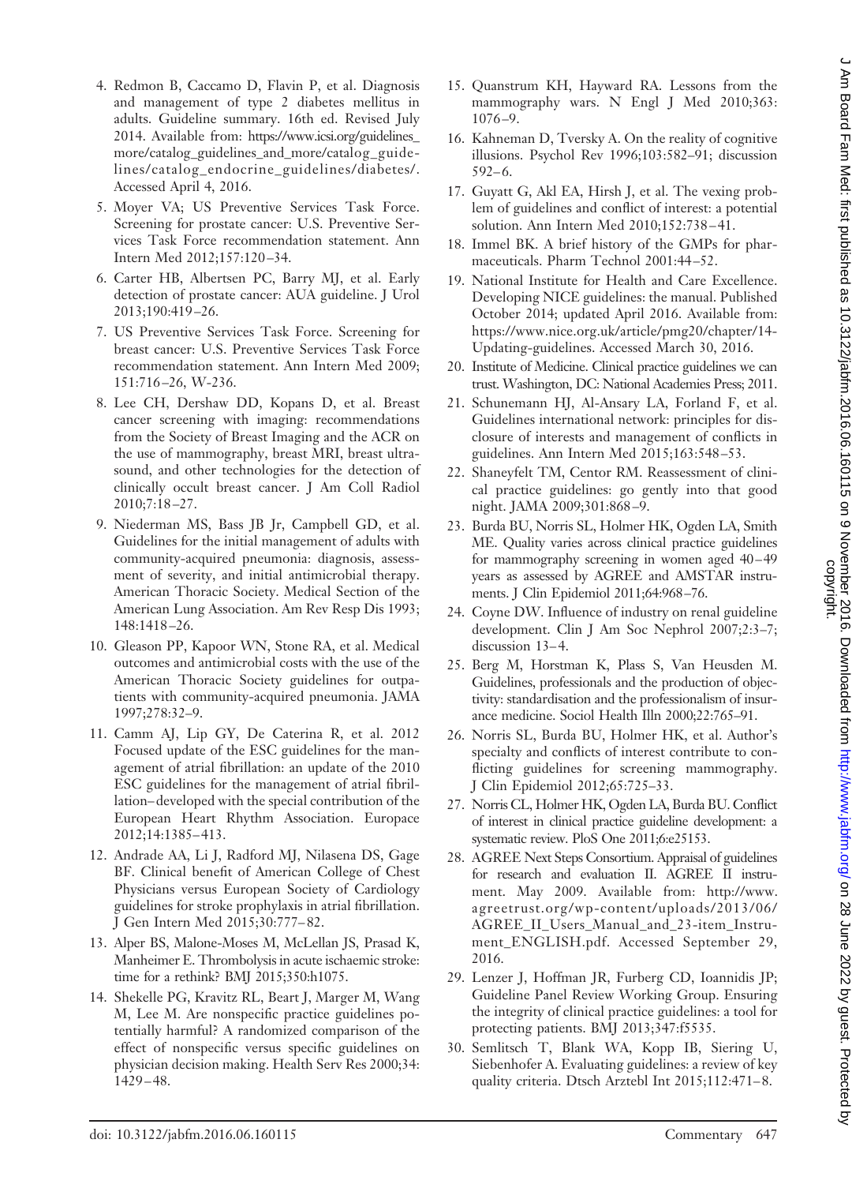4. Redmon B, Caccamo D, Flavin P, et al. Diagnosis and management of type 2 diabetes mellitus in adults. Guideline summary. 16th ed. Revised July 2014. Available from: https://www.icsi.org/guidelines_more/catalog_guidelines_and_more/catalog_guidelines/catalog_endocrine_guidelines/diabetes/. Accessed April 4, 2016.
5. Moyer VA; US Preventive Services Task Force. Screening for prostate cancer: U.S. Preventive Services Task Force recommendation statement. Ann Intern Med 2012;157:120–34.
6. Carter HB, Albertsen PC, Barry MJ, et al. Early detection of prostate cancer: AUA guideline. J Urol 2013;190:419–26.
7. US Preventive Services Task Force. Screening for breast cancer: U.S. Preventive Services Task Force recommendation statement. Ann Intern Med 2009; 151:716–26, W-236.
8. Lee CH, Dershaw DD, Kopans D, et al. Breast cancer screening with imaging: recommendations from the Society of Breast Imaging and the ACR on the use of mammography, breast MRI, breast ultrasound, and other technologies for the detection of clinically occult breast cancer. J Am Coll Radiol 2010;7:18–27.
9. Niederman MS, Bass JB Jr, Campbell GD, et al. Guidelines for the initial management of adults with community-acquired pneumonia: diagnosis, assessment of severity, and initial antimicrobial therapy. American Thoracic Society. Medical Section of the American Lung Association. Am Rev Resp Dis 1993; 148:1418–26.
10. Gleason PP, Kapoor WN, Stone RA, et al. Medical outcomes and antimicrobial costs with the use of the American Thoracic Society guidelines for outpatients with community-acquired pneumonia. JAMA 1997;278:32–9.
11. Camm AJ, Lip GY, De Caterina R, et al. 2012 Focused update of the ESC guidelines for the management of atrial fibrillation: an update of the 2010 ESC guidelines for the management of atrial fibrillation–developed with the special contribution of the European Heart Rhythm Association. Europace 2012;14:1385–413.
12. Andrade AA, Li J, Radford MJ, Nilasena DS, Gage BF. Clinical benefit of American College of Chest Physicians versus European Society of Cardiology guidelines for stroke prophylaxis in atrial fibrillation. J Gen Intern Med 2015;30:777–82.
13. Alper BS, Malone-Moses M, McLellan JS, Prasad K, Manheimer E. Thrombolysis in acute ischaemic stroke: time for a rethink? BMJ 2015;350:h1075.
14. Shekelle PG, Kravitz RL, Beart J, Marger M, Wang M, Lee M. Are nonspecific practice guidelines potentially harmful? A randomized comparison of the effect of nonspecific versus specific guidelines on physician decision making. Health Serv Res 2000;34: 1429–48.
15. Quanstrum KH, Hayward RA. Lessons from the mammography wars. N Engl J Med 2010;363: 1076–9.
16. Kahneman D, Tversky A. On the reality of cognitive illusions. Psychol Rev 1996;103:582–91; discussion 592–6.
17. Guyatt G, Akl EA, Hirsh J, et al. The vexing problem of guidelines and conflict of interest: a potential solution. Ann Intern Med 2010;152:738–41.
18. Immel BK. A brief history of the GMPs for pharmaceuticals. Pharm Technol 2001:44–52.
19. National Institute for Health and Care Excellence. Developing NICE guidelines: the manual. Published October 2014; updated April 2016. Available from: https://www.nice.org.uk/article/pmg20/chapter/14-Updating-guidelines. Accessed March 30, 2016.
20. Institute of Medicine. Clinical practice guidelines we can trust. Washington, DC: National Academies Press; 2011.
21. Schunemann HJ, Al-Ansary LA, Forland F, et al. Guidelines international network: principles for disclosure of interests and management of conflicts in guidelines. Ann Intern Med 2015;163:548–53.
22. Shaneyfelt TM, Centor RM. Reassessment of clinical practice guidelines: go gently into that good night. JAMA 2009;301:868–9.
23. Burda BU, Norris SL, Holmer HK, Ogden LA, Smith ME. Quality varies across clinical practice guidelines for mammography screening in women aged 40–49 years as assessed by AGREE and AMSTAR instruments. J Clin Epidemiol 2011;64:968–76.
24. Coyne DW. Influence of industry on renal guideline development. Clin J Am Soc Nephrol 2007;2:3–7; discussion 13–4.
25. Berg M, Horstman K, Plass S, Van Heusden M. Guidelines, professionals and the production of objectivity: standardisation and the professionalism of insurance medicine. Sociol Health Illn 2000;22:765–91.
26. Norris SL, Burda BU, Holmer HK, et al. Author's specialty and conflicts of interest contribute to conflicting guidelines for screening mammography. J Clin Epidemiol 2012;65:725–33.
27. Norris CL, Holmer HK, Ogden LA, Burda BU. Conflict of interest in clinical practice guideline development: a systematic review. PloS One 2011;6:e25153.
28. AGREE Next Steps Consortium. Appraisal of guidelines for research and evaluation II. AGREE II instrument. May 2009. Available from: http://www.agreetrust.org/wp-content/uploads/2013/06/AGREE_II_Users_Manual_and_23-item_Instrument_ENGLISH.pdf. Accessed September 29, 2016.
29. Lenzer J, Hoffman JR, Furberg CD, Ioannidis JP; Guideline Panel Review Working Group. Ensuring the integrity of clinical practice guidelines: a tool for protecting patients. BMJ 2013;347:f5535.
30. Semlitsch T, Blank WA, Kopp IB, Siering U, Siebenhofer A. Evaluating guidelines: a review of key quality criteria. Dtsch Arztebl Int 2015;112:471–8.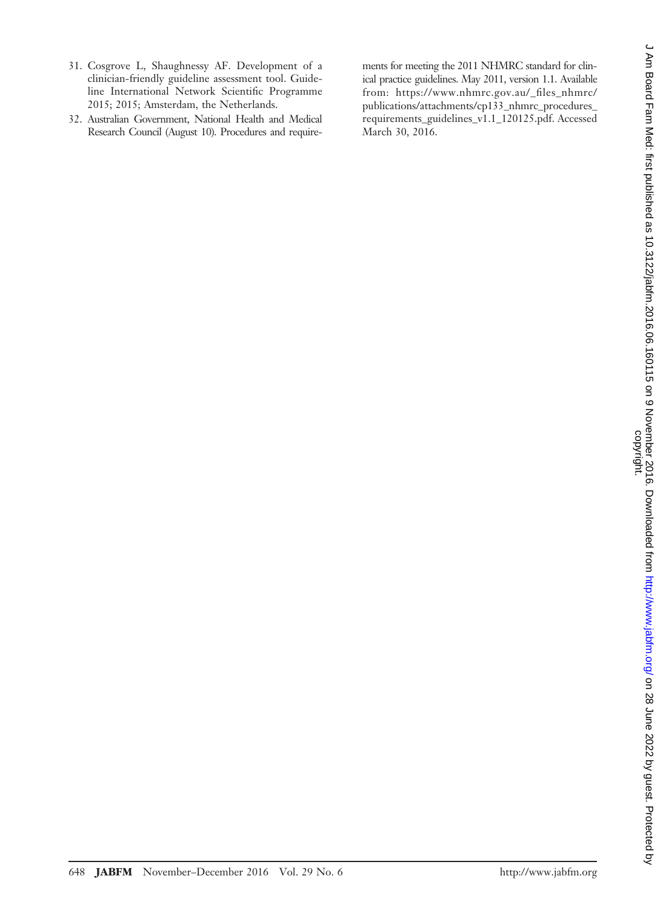31. Cosgrove L, Shaughnessy AF. Development of a clinician-friendly guideline assessment tool. Guideline International Network Scientific Programme 2015; 2015; Amsterdam, the Netherlands.
32. Australian Government, National Health and Medical Research Council (August 10). Procedures and requirements for meeting the 2011 NHMRC standard for clinical practice guidelines. May 2011, version 1.1. Available from: https://www.nhmrc.gov.au/_files_nhmrc/publications/attachments/cp133_nhmrc_procedures_requirements_guidelines_v1.1_120125.pdf. Accessed March 30, 2016.